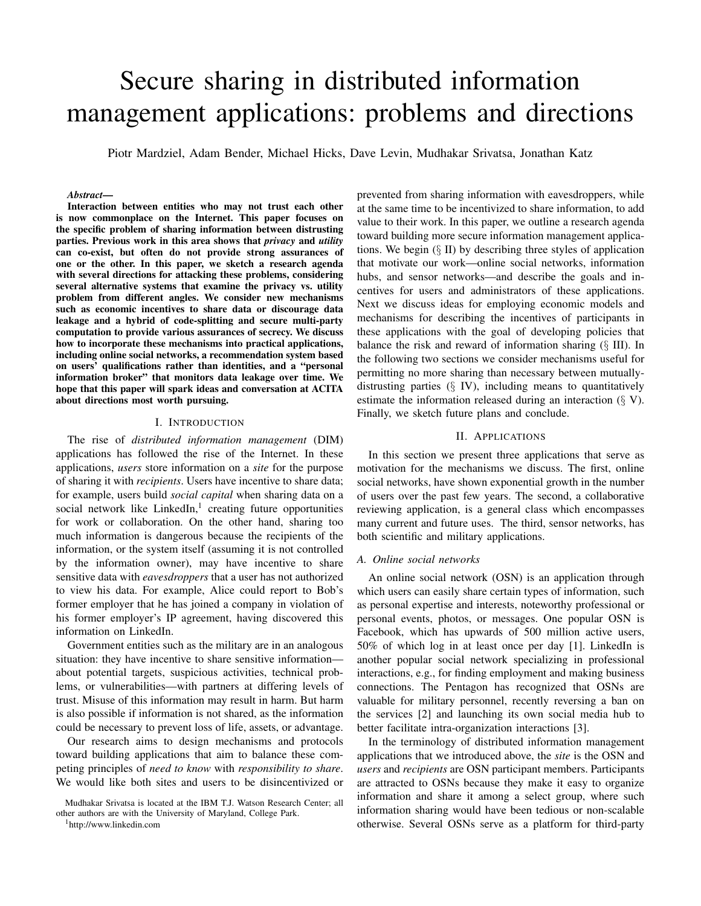# Secure sharing in distributed information management applications: problems and directions

Piotr Mardziel, Adam Bender, Michael Hicks, Dave Levin, Mudhakar Srivatsa, Jonathan Katz

***Abstract*—**

**Interaction between entities who may not trust each other is now commonplace on the Internet. This paper focuses on the specific problem of sharing information between distrusting parties. Previous work in this area shows that *privacy* and *utility* can co-exist, but often do not provide strong assurances of one or the other. In this paper, we sketch a research agenda with several directions for attacking these problems, considering several alternative systems that examine the privacy vs. utility problem from different angles. We consider new mechanisms such as economic incentives to share data or discourage data leakage and a hybrid of code-splitting and secure multi-party computation to provide various assurances of secrecy. We discuss how to incorporate these mechanisms into practical applications, including online social networks, a recommendation system based on users' qualifications rather than identities, and a "personal information broker" that monitors data leakage over time. We hope that this paper will spark ideas and conversation at ACITA about directions most worth pursuing.**

## I. Introduction

The rise of *distributed information management* (DIM) applications has followed the rise of the Internet. In these applications, *users* store information on a *site* for the purpose of sharing it with *recipients*. Users have incentive to share data; for example, users build *social capital* when sharing data on a social network like LinkedIn,[1] creating future opportunities for work or collaboration. On the other hand, sharing too much information is dangerous because the recipients of the information, or the system itself (assuming it is not controlled by the information owner), may have incentive to share sensitive data with *eavesdroppers* that a user has not authorized to view his data. For example, Alice could report to Bob's former employer that he has joined a company in violation of his former employer's IP agreement, having discovered this information on LinkedIn.

Government entities such as the military are in an analogous situation: they have incentive to share sensitive information—about potential targets, suspicious activities, technical problems, or vulnerabilities—with partners at differing levels of trust. Misuse of this information may result in harm. But harm is also possible if information is not shared, as the information could be necessary to prevent loss of life, assets, or advantage.

Our research aims to design mechanisms and protocols toward building applications that aim to balance these competing principles of *need to know* with *responsibility to share*. We would like both sites and users to be disincentivized or prevented from sharing information with eavesdroppers, while at the same time to be incentivized to share information, to add value to their work. In this paper, we outline a research agenda toward building more secure information management applications. We begin (§ II) by describing three styles of application that motivate our work—online social networks, information hubs, and sensor networks—and describe the goals and incentives for users and administrators of these applications. Next we discuss ideas for employing economic models and mechanisms for describing the incentives of participants in these applications with the goal of developing policies that balance the risk and reward of information sharing (§ III). In the following two sections we consider mechanisms useful for permitting no more sharing than necessary between mutually-distrusting parties (§ IV), including means to quantitatively estimate the information released during an interaction (§ V). Finally, we sketch future plans and conclude.

## II. Applications

In this section we present three applications that serve as motivation for the mechanisms we discuss. The first, online social networks, have shown exponential growth in the number of users over the past few years. The second, a collaborative reviewing application, is a general class which encompasses many current and future uses. The third, sensor networks, has both scientific and military applications.

### A. Online social networks

An online social network (OSN) is an application through which users can easily share certain types of information, such as personal expertise and interests, noteworthy professional or personal events, photos, or messages. One popular OSN is Facebook, which has upwards of 500 million active users, 50% of which log in at least once per day [1]. LinkedIn is another popular social network specializing in professional interactions, e.g., for finding employment and making business connections. The Pentagon has recognized that OSNs are valuable for military personnel, recently reversing a ban on the services [2] and launching its own social media hub to better facilitate intra-organization interactions [3].

In the terminology of distributed information management applications that we introduced above, the *site* is the OSN and *users* and *recipients* are OSN participant members. Participants are attracted to OSNs because they make it easy to organize information and share it among a select group, where such information sharing would have been tedious or non-scalable otherwise. Several OSNs serve as a platform for third-party

Mudhakar Srivatsa is located at the IBM T.J. Watson Research Center; all other authors are with the University of Maryland, College Park.

[1] http://www.linkedin.com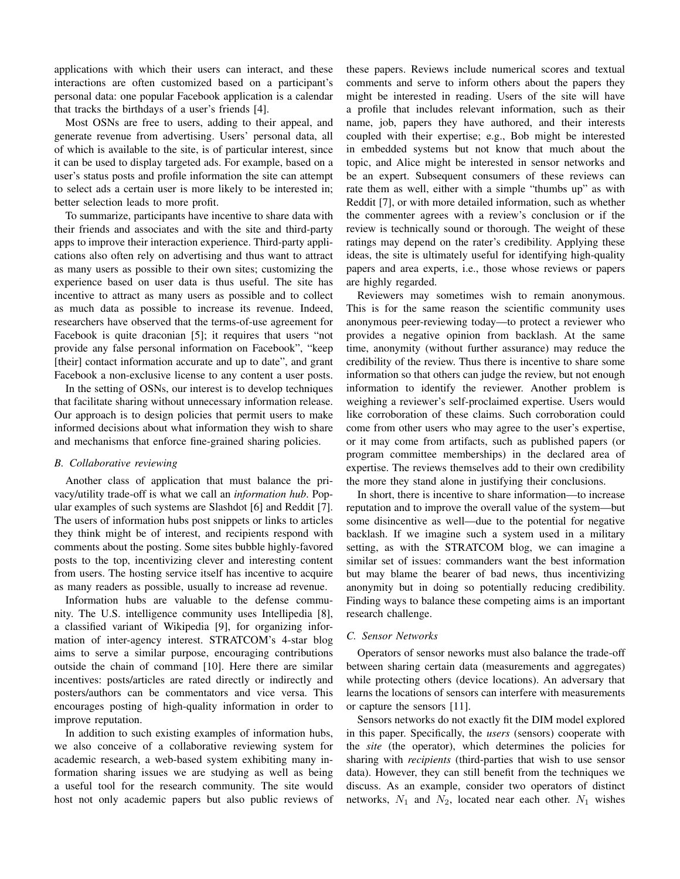applications with which their users can interact, and these interactions are often customized based on a participant's personal data: one popular Facebook application is a calendar that tracks the birthdays of a user's friends [4].

Most OSNs are free to users, adding to their appeal, and generate revenue from advertising. Users' personal data, all of which is available to the site, is of particular interest, since it can be used to display targeted ads. For example, based on a user's status posts and profile information the site can attempt to select ads a certain user is more likely to be interested in; better selection leads to more profit.

To summarize, participants have incentive to share data with their friends and associates and with the site and third-party apps to improve their interaction experience. Third-party applications also often rely on advertising and thus want to attract as many users as possible to their own sites; customizing the experience based on user data is thus useful. The site has incentive to attract as many users as possible and to collect as much data as possible to increase its revenue. Indeed, researchers have observed that the terms-of-use agreement for Facebook is quite draconian [5]; it requires that users "not provide any false personal information on Facebook", "keep [their] contact information accurate and up to date", and grant Facebook a non-exclusive license to any content a user posts.

In the setting of OSNs, our interest is to develop techniques that facilitate sharing without unnecessary information release. Our approach is to design policies that permit users to make informed decisions about what information they wish to share and mechanisms that enforce fine-grained sharing policies.

### B. Collaborative reviewing

Another class of application that must balance the privacy/utility trade-off is what we call an *information hub*. Popular examples of such systems are Slashdot [6] and Reddit [7]. The users of information hubs post snippets or links to articles they think might be of interest, and recipients respond with comments about the posting. Some sites bubble highly-favored posts to the top, incentivizing clever and interesting content from users. The hosting service itself has incentive to acquire as many readers as possible, usually to increase ad revenue.

Information hubs are valuable to the defense community. The U.S. intelligence community uses Intellipedia [8], a classified variant of Wikipedia [9], for organizing information of inter-agency interest. STRATCOM's 4-star blog aims to serve a similar purpose, encouraging contributions outside the chain of command [10]. Here there are similar incentives: posts/articles are rated directly or indirectly and posters/authors can be commentators and vice versa. This encourages posting of high-quality information in order to improve reputation.

In addition to such existing examples of information hubs, we also conceive of a collaborative reviewing system for academic research, a web-based system exhibiting many information sharing issues we are studying as well as being a useful tool for the research community. The site would host not only academic papers but also public reviews of these papers. Reviews include numerical scores and textual comments and serve to inform others about the papers they might be interested in reading. Users of the site will have a profile that includes relevant information, such as their name, job, papers they have authored, and their interests coupled with their expertise; e.g., Bob might be interested in embedded systems but not know that much about the topic, and Alice might be interested in sensor networks and be an expert. Subsequent consumers of these reviews can rate them as well, either with a simple "thumbs up" as with Reddit [7], or with more detailed information, such as whether the commenter agrees with a review's conclusion or if the review is technically sound or thorough. The weight of these ratings may depend on the rater's credibility. Applying these ideas, the site is ultimately useful for identifying high-quality papers and area experts, i.e., those whose reviews or papers are highly regarded.

Reviewers may sometimes wish to remain anonymous. This is for the same reason the scientific community uses anonymous peer-reviewing today—to protect a reviewer who provides a negative opinion from backlash. At the same time, anonymity (without further assurance) may reduce the credibility of the review. Thus there is incentive to share some information so that others can judge the review, but not enough information to identify the reviewer. Another problem is weighing a reviewer's self-proclaimed expertise. Users would like corroboration of these claims. Such corroboration could come from other users who may agree to the user's expertise, or it may come from artifacts, such as published papers (or program committee memberships) in the declared area of expertise. The reviews themselves add to their own credibility the more they stand alone in justifying their conclusions.

In short, there is incentive to share information—to increase reputation and to improve the overall value of the system—but some disincentive as well—due to the potential for negative backlash. If we imagine such a system used in a military setting, as with the STRATCOM blog, we can imagine a similar set of issues: commanders want the best information but may blame the bearer of bad news, thus incentivizing anonymity but in doing so potentially reducing credibility. Finding ways to balance these competing aims is an important research challenge.

### C. Sensor Networks

Operators of sensor neworks must also balance the trade-off between sharing certain data (measurements and aggregates) while protecting others (device locations). An adversary that learns the locations of sensors can interfere with measurements or capture the sensors [11].

Sensors networks do not exactly fit the DIM model explored in this paper. Specifically, the *users* (sensors) cooperate with the *site* (the operator), which determines the policies for sharing with *recipients* (third-parties that wish to use sensor data). However, they can still benefit from the techniques we discuss. As an example, consider two operators of distinct networks, $N_1$ and $N_2$, located near each other. $N_1$ wishes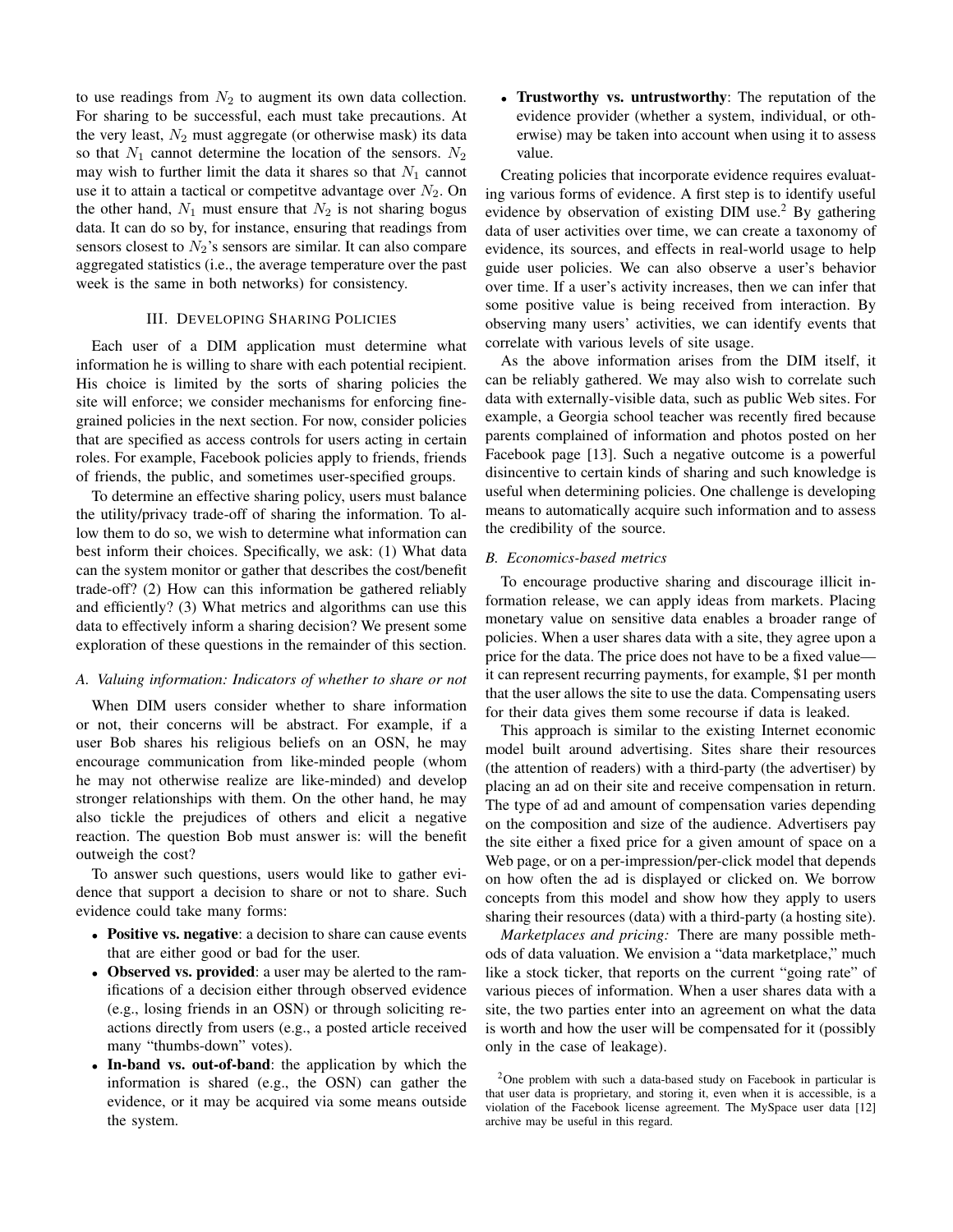to use readings from $N_2$ to augment its own data collection. For sharing to be successful, each must take precautions. At the very least, $N_2$ must aggregate (or otherwise mask) its data so that $N_1$ cannot determine the location of the sensors. $N_2$ may wish to further limit the data it shares so that $N_1$ cannot use it to attain a tactical or competitve advantage over $N_2$. On the other hand, $N_1$ must ensure that $N_2$ is not sharing bogus data. It can do so by, for instance, ensuring that readings from sensors closest to $N_2$'s sensors are similar. It can also compare aggregated statistics (i.e., the average temperature over the past week is the same in both networks) for consistency.

## III. Developing Sharing Policies

Each user of a DIM application must determine what information he is willing to share with each potential recipient. His choice is limited by the sorts of sharing policies the site will enforce; we consider mechanisms for enforcing fine-grained policies in the next section. For now, consider policies that are specified as access controls for users acting in certain roles. For example, Facebook policies apply to friends, friends of friends, the public, and sometimes user-specified groups.

To determine an effective sharing policy, users must balance the utility/privacy trade-off of sharing the information. To allow them to do so, we wish to determine what information can best inform their choices. Specifically, we ask: (1) What data can the system monitor or gather that describes the cost/benefit trade-off? (2) How can this information be gathered reliably and efficiently? (3) What metrics and algorithms can use this data to effectively inform a sharing decision? We present some exploration of these questions in the remainder of this section.

### A. Valuing information: Indicators of whether to share or not

When DIM users consider whether to share information or not, their concerns will be abstract. For example, if a user Bob shares his religious beliefs on an OSN, he may encourage communication from like-minded people (whom he may not otherwise realize are like-minded) and develop stronger relationships with them. On the other hand, he may also tickle the prejudices of others and elicit a negative reaction. The question Bob must answer is: will the benefit outweigh the cost?

To answer such questions, users would like to gather evidence that support a decision to share or not to share. Such evidence could take many forms:

- **Positive vs. negative**: a decision to share can cause events that are either good or bad for the user.
- **Observed vs. provided**: a user may be alerted to the ramifications of a decision either through observed evidence (e.g., losing friends in an OSN) or through soliciting reactions directly from users (e.g., a posted article received many "thumbs-down" votes).
- **In-band vs. out-of-band**: the application by which the information is shared (e.g., the OSN) can gather the evidence, or it may be acquired via some means outside the system.
- **Trustworthy vs. untrustworthy**: The reputation of the evidence provider (whether a system, individual, or otherwise) may be taken into account when using it to assess value.

Creating policies that incorporate evidence requires evaluating various forms of evidence. A first step is to identify useful evidence by observation of existing DIM use.[2] By gathering data of user activities over time, we can create a taxonomy of evidence, its sources, and effects in real-world usage to help guide user policies. We can also observe a user's behavior over time. If a user's activity increases, then we can infer that some positive value is being received from interaction. By observing many users' activities, we can identify events that correlate with various levels of site usage.

As the above information arises from the DIM itself, it can be reliably gathered. We may also wish to correlate such data with externally-visible data, such as public Web sites. For example, a Georgia school teacher was recently fired because parents complained of information and photos posted on her Facebook page [13]. Such a negative outcome is a powerful disincentive to certain kinds of sharing and such knowledge is useful when determining policies. One challenge is developing means to automatically acquire such information and to assess the credibility of the source.

### B. Economics-based metrics

To encourage productive sharing and discourage illicit information release, we can apply ideas from markets. Placing monetary value on sensitive data enables a broader range of policies. When a user shares data with a site, they agree upon a price for the data. The price does not have to be a fixed value—it can represent recurring payments, for example, $1 per month that the user allows the site to use the data. Compensating users for their data gives them some recourse if data is leaked.

This approach is similar to the existing Internet economic model built around advertising. Sites share their resources (the attention of readers) with a third-party (the advertiser) by placing an ad on their site and receive compensation in return. The type of ad and amount of compensation varies depending on the composition and size of the audience. Advertisers pay the site either a fixed price for a given amount of space on a Web page, or on a per-impression/per-click model that depends on how often the ad is displayed or clicked on. We borrow concepts from this model and show how they apply to users sharing their resources (data) with a third-party (a hosting site).

*Marketplaces and pricing:* There are many possible methods of data valuation. We envision a "data marketplace," much like a stock ticker, that reports on the current "going rate" of various pieces of information. When a user shares data with a site, the two parties enter into an agreement on what the data is worth and how the user will be compensated for it (possibly only in the case of leakage).

[2] One problem with such a data-based study on Facebook in particular is that user data is proprietary, and storing it, even when it is accessible, is a violation of the Facebook license agreement. The MySpace user data [12] archive may be useful in this regard.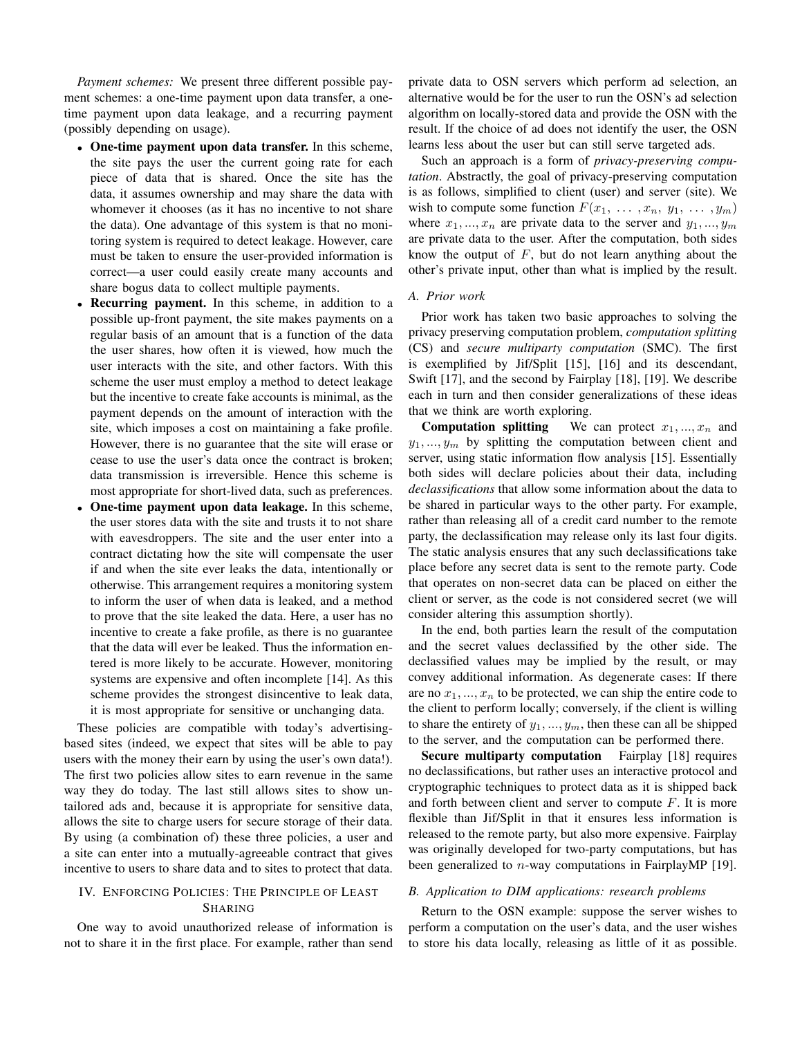*Payment schemes:* We present three different possible payment schemes: a one-time payment upon data transfer, a one-time payment upon data leakage, and a recurring payment (possibly depending on usage).

- **One-time payment upon data transfer.** In this scheme, the site pays the user the current going rate for each piece of data that is shared. Once the site has the data, it assumes ownership and may share the data with whomever it chooses (as it has no incentive to not share the data). One advantage of this system is that no monitoring system is required to detect leakage. However, care must be taken to ensure the user-provided information is correct—a user could easily create many accounts and share bogus data to collect multiple payments.
- **Recurring payment.** In this scheme, in addition to a possible up-front payment, the site makes payments on a regular basis of an amount that is a function of the data the user shares, how often it is viewed, how much the user interacts with the site, and other factors. With this scheme the user must employ a method to detect leakage but the incentive to create fake accounts is minimal, as the payment depends on the amount of interaction with the site, which imposes a cost on maintaining a fake profile. However, there is no guarantee that the site will erase or cease to use the user's data once the contract is broken; data transmission is irreversible. Hence this scheme is most appropriate for short-lived data, such as preferences.
- **One-time payment upon data leakage.** In this scheme, the user stores data with the site and trusts it to not share with eavesdroppers. The site and the user enter into a contract dictating how the site will compensate the user if and when the site ever leaks the data, intentionally or otherwise. This arrangement requires a monitoring system to inform the user of when data is leaked, and a method to prove that the site leaked the data. Here, a user has no incentive to create a fake profile, as there is no guarantee that the data will ever be leaked. Thus the information entered is more likely to be accurate. However, monitoring systems are expensive and often incomplete [14]. As this scheme provides the strongest disincentive to leak data, it is most appropriate for sensitive or unchanging data.

These policies are compatible with today's advertising-based sites (indeed, we expect that sites will be able to pay users with the money their earn by using the user's own data!). The first two policies allow sites to earn revenue in the same way they do today. The last still allows sites to show untailored ads and, because it is appropriate for sensitive data, allows the site to charge users for secure storage of their data. By using (a combination of) these three policies, a user and a site can enter into a mutually-agreeable contract that gives incentive to users to share data and to sites to protect that data.

## IV. Enforcing Policies: The Principle of Least Sharing

One way to avoid unauthorized release of information is not to share it in the first place. For example, rather than send private data to OSN servers which perform ad selection, an alternative would be for the user to run the OSN's ad selection algorithm on locally-stored data and provide the OSN with the result. If the choice of ad does not identify the user, the OSN learns less about the user but can still serve targeted ads.

Such an approach is a form of *privacy-preserving computation*. Abstractly, the goal of privacy-preserving computation is as follows, simplified to client (user) and server (site). We wish to compute some function $F(x_1, \ldots, x_n, y_1, \ldots, y_m)$ where $x_1, ..., x_n$ are private data to the server and $y_1, ..., y_m$ are private data to the user. After the computation, both sides know the output of $F$, but do not learn anything about the other's private input, other than what is implied by the result.

### A. Prior work

Prior work has taken two basic approaches to solving the privacy preserving computation problem, *computation splitting* (CS) and *secure multiparty computation* (SMC). The first is exemplified by Jif/Split [15], [16] and its descendant, Swift [17], and the second by Fairplay [18], [19]. We describe each in turn and then consider generalizations of these ideas that we think are worth exploring.

**Computation splitting** We can protect $x_1, ..., x_n$ and $y_1, ..., y_m$ by splitting the computation between client and server, using static information flow analysis [15]. Essentially both sides will declare policies about their data, including *declassifications* that allow some information about the data to be shared in particular ways to the other party. For example, rather than releasing all of a credit card number to the remote party, the declassification may release only its last four digits. The static analysis ensures that any such declassifications take place before any secret data is sent to the remote party. Code that operates on non-secret data can be placed on either the client or server, as the code is not considered secret (we will consider altering this assumption shortly).

In the end, both parties learn the result of the computation and the secret values declassified by the other side. The declassified values may be implied by the result, or may convey additional information. As degenerate cases: If there are no $x_1, ..., x_n$ to be protected, we can ship the entire code to the client to perform locally; conversely, if the client is willing to share the entirety of $y_1, ..., y_m$, then these can all be shipped to the server, and the computation can be performed there.

**Secure multiparty computation** Fairplay [18] requires no declassifications, but rather uses an interactive protocol and cryptographic techniques to protect data as it is shipped back and forth between client and server to compute $F$. It is more flexible than Jif/Split in that it ensures less information is released to the remote party, but also more expensive. Fairplay was originally developed for two-party computations, but has been generalized to $n$-way computations in FairplayMP [19].

### B. Application to DIM applications: research problems

Return to the OSN example: suppose the server wishes to perform a computation on the user's data, and the user wishes to store his data locally, releasing as little of it as possible.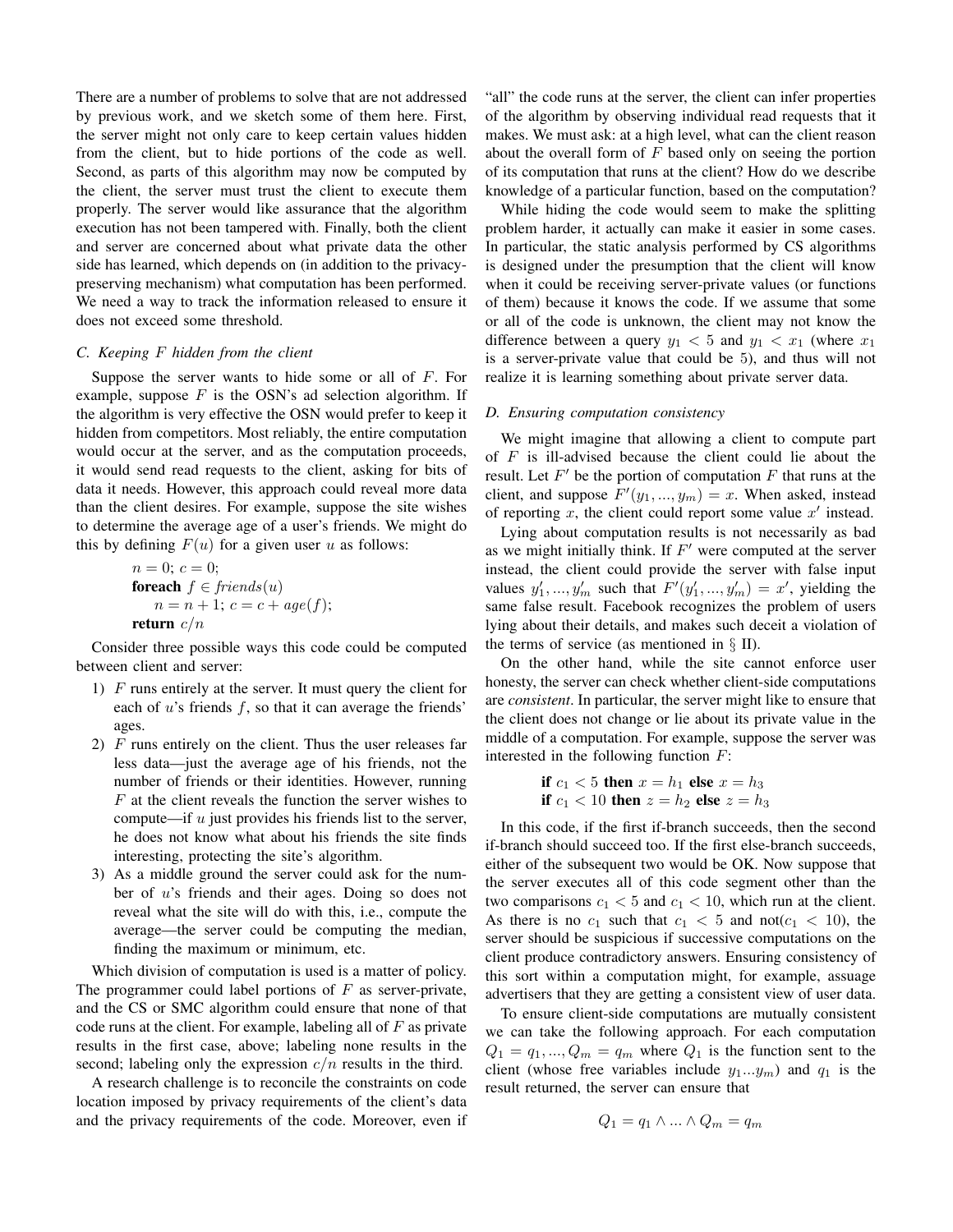There are a number of problems to solve that are not addressed by previous work, and we sketch some of them here. First, the server might not only care to keep certain values hidden from the client, but to hide portions of the code as well. Second, as parts of this algorithm may now be computed by the client, the server must trust the client to execute them properly. The server would like assurance that the algorithm execution has not been tampered with. Finally, both the client and server are concerned about what private data the other side has learned, which depends on (in addition to the privacy-preserving mechanism) what computation has been performed. We need a way to track the information released to ensure it does not exceed some threshold.

### C. Keeping $F$ hidden from the client

Suppose the server wants to hide some or all of $F$. For example, suppose $F$ is the OSN's ad selection algorithm. If the algorithm is very effective the OSN would prefer to keep it hidden from competitors. Most reliably, the entire computation would occur at the server, and as the computation proceeds, it would send read requests to the client, asking for bits of data it needs. However, this approach could reveal more data than the client desires. For example, suppose the site wishes to determine the average age of a user's friends. We might do this by defining $F(u)$ for a given user $u$ as follows:

```
n = 0; c = 0;
foreach f ∈ friends(u)
    n = n + 1; c = c + age(f);
return c/n
```

Consider three possible ways this code could be computed between client and server:

1) $F$ runs entirely at the server. It must query the client for each of $u$'s friends $f$, so that it can average the friends' ages.
2) $F$ runs entirely on the client. Thus the user releases far less data—just the average age of his friends, not the number of friends or their identities. However, running $F$ at the client reveals the function the server wishes to compute—if $u$ just provides his friends list to the server, he does not know what about his friends the site finds interesting, protecting the site's algorithm.
3) As a middle ground the server could ask for the number of $u$'s friends and their ages. Doing so does not reveal what the site will do with this, i.e., compute the average—the server could be computing the median, finding the maximum or minimum, etc.

Which division of computation is used is a matter of policy. The programmer could label portions of $F$ as server-private, and the CS or SMC algorithm could ensure that none of that code runs at the client. For example, labeling all of $F$ as private results in the first case, above; labeling none results in the second; labeling only the expression $c/n$ results in the third.

A research challenge is to reconcile the constraints on code location imposed by privacy requirements of the client's data and the privacy requirements of the code. Moreover, even if "all" the code runs at the server, the client can infer properties of the algorithm by observing individual read requests that it makes. We must ask: at a high level, what can the client reason about the overall form of $F$ based only on seeing the portion of its computation that runs at the client? How do we describe knowledge of a particular function, based on the computation?

While hiding the code would seem to make the splitting problem harder, it actually can make it easier in some cases. In particular, the static analysis performed by CS algorithms is designed under the presumption that the client will know when it could be receiving server-private values (or functions of them) because it knows the code. If we assume that some or all of the code is unknown, the client may not know the difference between a query $y_1 < 5$ and $y_1 < x_1$ (where $x_1$ is a server-private value that could be 5), and thus will not realize it is learning something about private server data.

### D. Ensuring computation consistency

We might imagine that allowing a client to compute part of $F$ is ill-advised because the client could lie about the result. Let $F'$ be the portion of computation $F$ that runs at the client, and suppose $F'(y_1, ..., y_m) = x$. When asked, instead of reporting $x$, the client could report some value $x'$ instead.

Lying about computation results is not necessarily as bad as we might initially think. If $F'$ were computed at the server instead, the client could provide the server with false input values $y'_1, ..., y'_m$ such that $F'(y'_1, ..., y'_m) = x'$, yielding the same false result. Facebook recognizes the problem of users lying about their details, and makes such deceit a violation of the terms of service (as mentioned in § II).

On the other hand, while the site cannot enforce user honesty, the server can check whether client-side computations are *consistent*. In particular, the server might like to ensure that the client does not change or lie about its private value in the middle of a computation. For example, suppose the server was interested in the following function $F$:

```
if c1 < 5 then x = h1 else x = h3
if c1 < 10 then z = h2 else z = h3
```

In this code, if the first if-branch succeeds, then the second if-branch should succeed too. If the first else-branch succeeds, either of the subsequent two would be OK. Now suppose that the server executes all of this code segment other than the two comparisons $c_1 < 5$ and $c_1 < 10$, which run at the client. As there is no $c_1$ such that $c_1 < 5$ and not($c_1 < 10$), the server should be suspicious if successive computations on the client produce contradictory answers. Ensuring consistency of this sort within a computation might, for example, assuage advertisers that they are getting a consistent view of user data.

To ensure client-side computations are mutually consistent we can take the following approach. For each computation $Q_1 = q_1, ..., Q_m = q_m$ where $Q_1$ is the function sent to the client (whose free variables include $y_1 ... y_m$) and $q_1$ is the result returned, the server can ensure that

$$Q_1 = q_1 \wedge ... \wedge Q_m = q_m$$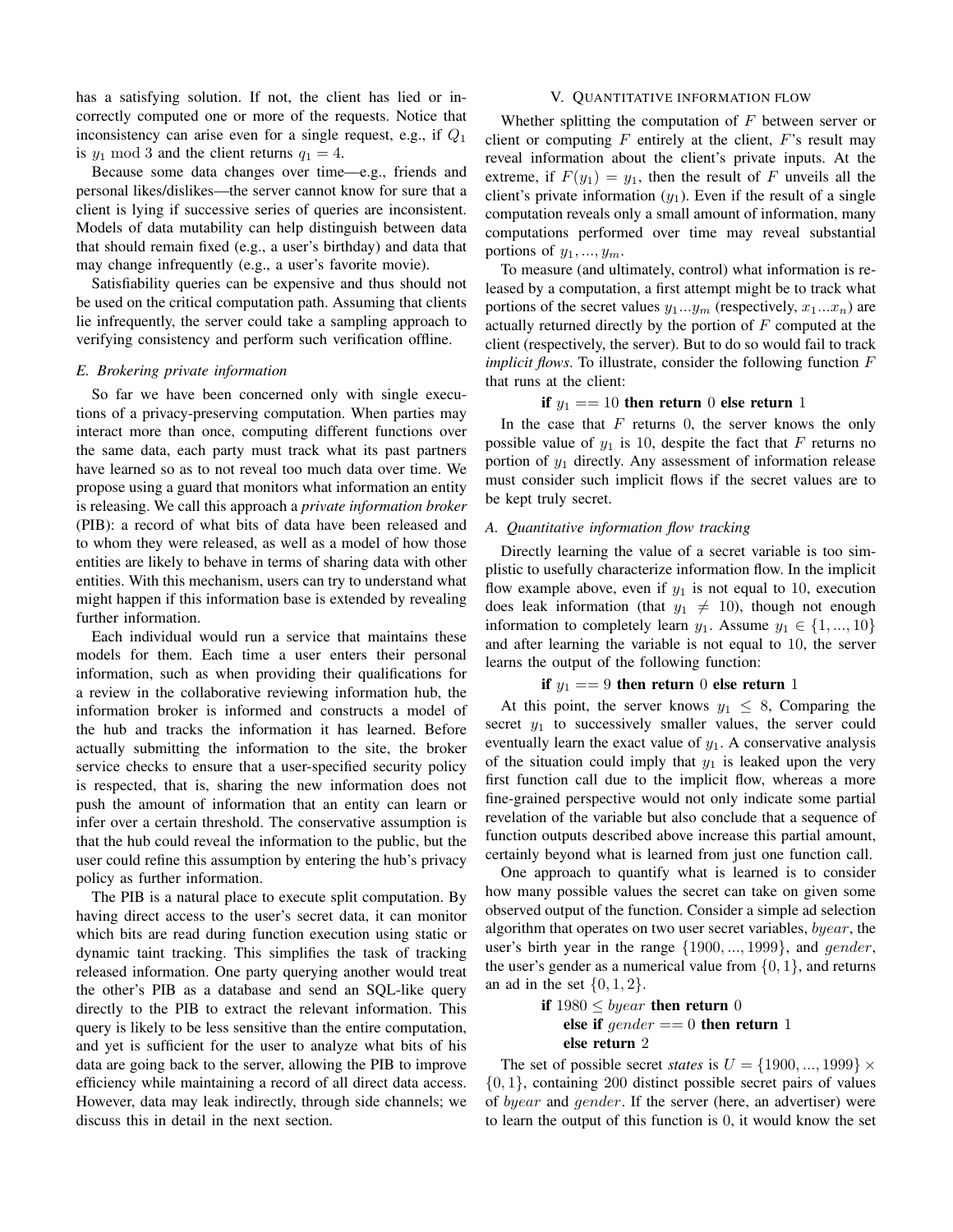has a satisfying solution. If not, the client has lied or incorrectly computed one or more of the requests. Notice that inconsistency can arise even for a single request, e.g., if $Q_1$ is $y_1 \bmod 3$ and the client returns $q_1 = 4$.

Because some data changes over time—e.g., friends and personal likes/dislikes—the server cannot know for sure that a client is lying if successive series of queries are inconsistent. Models of data mutability can help distinguish between data that should remain fixed (e.g., a user's birthday) and data that may change infrequently (e.g., a user's favorite movie).

Satisfiability queries can be expensive and thus should not be used on the critical computation path. Assuming that clients lie infrequently, the server could take a sampling approach to verifying consistency and perform such verification offline.

### E. Brokering private information

So far we have been concerned only with single executions of a privacy-preserving computation. When parties may interact more than once, computing different functions over the same data, each party must track what its past partners have learned so as to not reveal too much data over time. We propose using a guard that monitors what information an entity is releasing. We call this approach a *private information broker* (PIB): a record of what bits of data have been released and to whom they were released, as well as a model of how those entities are likely to behave in terms of sharing data with other entities. With this mechanism, users can try to understand what might happen if this information base is extended by revealing further information.

Each individual would run a service that maintains these models for them. Each time a user enters their personal information, such as when providing their qualifications for a review in the collaborative reviewing information hub, the information broker is informed and constructs a model of the hub and tracks the information it has learned. Before actually submitting the information to the site, the broker service checks to ensure that a user-specified security policy is respected, that is, sharing the new information does not push the amount of information that an entity can learn or infer over a certain threshold. The conservative assumption is that the hub could reveal the information to the public, but the user could refine this assumption by entering the hub's privacy policy as further information.

The PIB is a natural place to execute split computation. By having direct access to the user's secret data, it can monitor which bits are read during function execution using static or dynamic taint tracking. This simplifies the task of tracking released information. One party querying another would treat the other's PIB as a database and send an SQL-like query directly to the PIB to extract the relevant information. This query is likely to be less sensitive than the entire computation, and yet is sufficient for the user to analyze what bits of his data are going back to the server, allowing the PIB to improve efficiency while maintaining a record of all direct data access. However, data may leak indirectly, through side channels; we discuss this in detail in the next section.

## V. Quantitative information flow

Whether splitting the computation of $F$ between server or client or computing $F$ entirely at the client, $F$'s result may reveal information about the client's private inputs. At the extreme, if $F(y_1) = y_1$, then the result of $F$ unveils all the client's private information ($y_1$). Even if the result of a single computation reveals only a small amount of information, many computations performed over time may reveal substantial portions of $y_1, ..., y_m$.

To measure (and ultimately, control) what information is released by a computation, a first attempt might be to track what portions of the secret values $y_1...y_m$ (respectively, $x_1...x_n$) are actually returned directly by the portion of $F$ computed at the client (respectively, the server). But to do so would fail to track *implicit flows*. To illustrate, consider the following function $F$ that runs at the client:

**if** $y_1 == 10$ **then return** 0 **else return** 1

In the case that $F$ returns 0, the server knows the only possible value of $y_1$ is 10, despite the fact that $F$ returns no portion of $y_1$ directly. Any assessment of information release must consider such implicit flows if the secret values are to be kept truly secret.

### A. Quantitative information flow tracking

Directly learning the value of a secret variable is too simplistic to usefully characterize information flow. In the implicit flow example above, even if $y_1$ is not equal to 10, execution does leak information (that $y_1 \neq 10$), though not enough information to completely learn $y_1$. Assume $y_1 \in \{1, ..., 10\}$ and after learning the variable is not equal to 10, the server learns the output of the following function:

**if** $y_1 == 9$ **then return** 0 **else return** 1

At this point, the server knows $y_1 \leq 8$, Comparing the secret $y_1$ to successively smaller values, the server could eventually learn the exact value of $y_1$. A conservative analysis of the situation could imply that $y_1$ is leaked upon the very first function call due to the implicit flow, whereas a more fine-grained perspective would not only indicate some partial revelation of the variable but also conclude that a sequence of function outputs described above increase this partial amount, certainly beyond what is learned from just one function call.

One approach to quantify what is learned is to consider how many possible values the secret can take on given some observed output of the function. Consider a simple ad selection algorithm that operates on two user secret variables, $byear$, the user's birth year in the range $\{1900, ..., 1999\}$, and $gender$, the user's gender as a numerical value from $\{0, 1\}$, and returns an ad in the set $\{0, 1, 2\}$.

**if** $1980 \leq byear$ **then return** 0
**else if** $gender == 0$ **then return** 1
**else return** 2

The set of possible secret *states* is $U = \{1900, ..., 1999\} \times \{0, 1\}$, containing 200 distinct possible secret pairs of values of $byear$ and $gender$. If the server (here, an advertiser) were to learn the output of this function is 0, it would know the set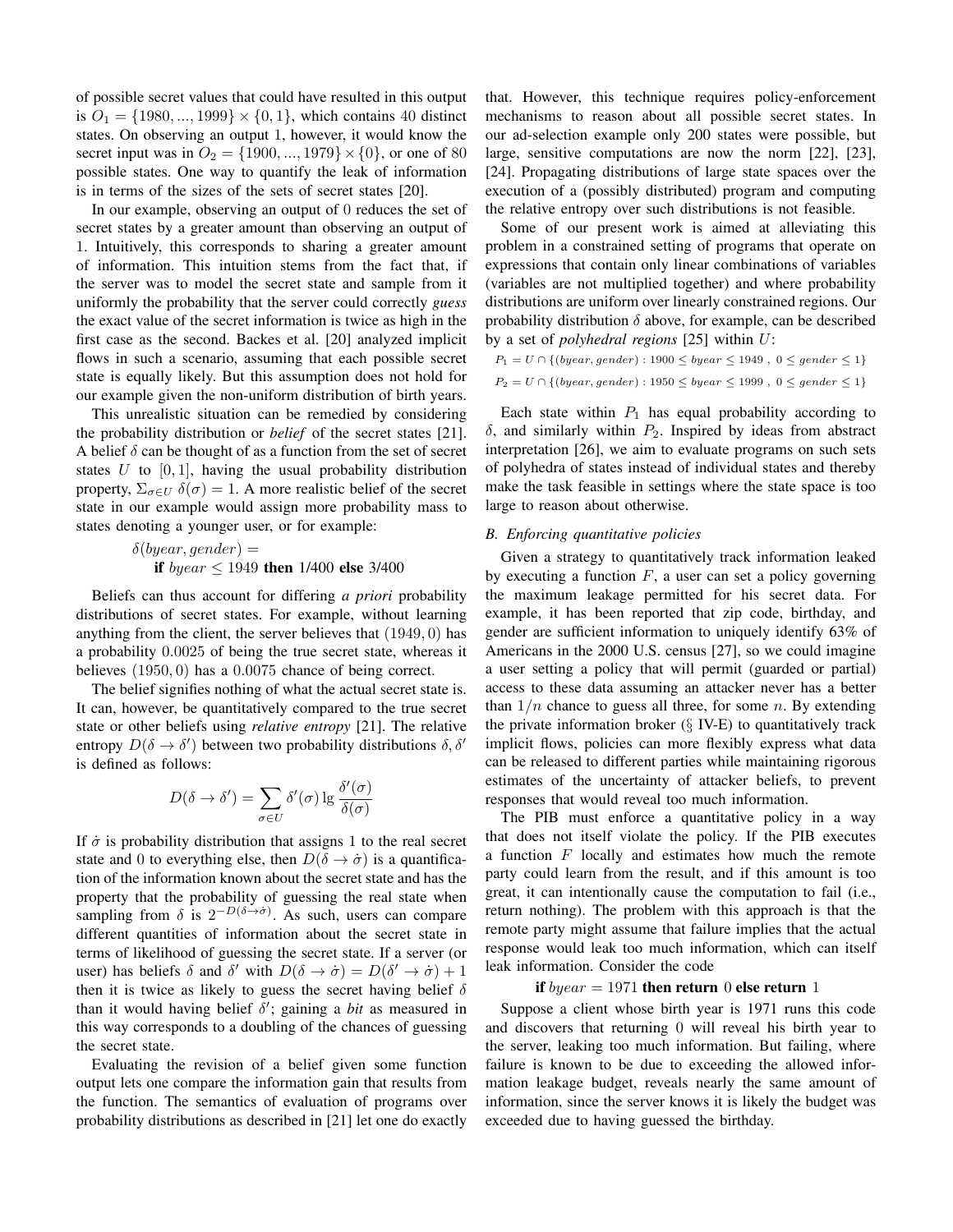of possible secret values that could have resulted in this output is $O_1 = \{1980, ..., 1999\} \times \{0, 1\}$, which contains 40 distinct states. On observing an output 1, however, it would know the secret input was in $O_2 = \{1900, ..., 1979\} \times \{0\}$, or one of 80 possible states. One way to quantify the leak of information is in terms of the sizes of the sets of secret states [20].

In our example, observing an output of 0 reduces the set of secret states by a greater amount than observing an output of 1. Intuitively, this corresponds to sharing a greater amount of information. This intuition stems from the fact that, if the server was to model the secret state and sample from it uniformly the probability that the server could correctly *guess* the exact value of the secret information is twice as high in the first case as the second. Backes et al. [20] analyzed implicit flows in such a scenario, assuming that each possible secret state is equally likely. But this assumption does not hold for our example given the non-uniform distribution of birth years.

This unrealistic situation can be remedied by considering the probability distribution or *belief* of the secret states [21]. A belief $\delta$ can be thought of as a function from the set of secret states $U$ to $[0, 1]$, having the usual probability distribution property, $\Sigma_{\sigma \in U}\ \delta(\sigma) = 1$. A more realistic belief of the secret state in our example would assign more probability mass to states denoting a younger user, or for example:

$$\delta(byear, gender) = \\ \textbf{if } byear \leq 1949 \textbf{ then } 1/400 \textbf{ else } 3/400$$

Beliefs can thus account for differing *a priori* probability distributions of secret states. For example, without learning anything from the client, the server believes that $(1949, 0)$ has a probability $0.0025$ of being the true secret state, whereas it believes $(1950, 0)$ has a $0.0075$ chance of being correct.

The belief signifies nothing of what the actual secret state is. It can, however, be quantitatively compared to the true secret state or other beliefs using *relative entropy* [21]. The relative entropy $D(\delta \rightarrow \delta')$ between two probability distributions $\delta, \delta'$ is defined as follows:

$$D(\delta \rightarrow \delta') = \sum_{\sigma \in U} \delta'(\sigma) \lg \frac{\delta'(\sigma)}{\delta(\sigma)}$$

If $\dot{\sigma}$ is probability distribution that assigns 1 to the real secret state and 0 to everything else, then $D(\delta \rightarrow \dot{\sigma})$ is a quantification of the information known about the secret state and has the property that the probability of guessing the real state when sampling from $\delta$ is $2^{-D(\delta \rightarrow \dot{\sigma})}$. As such, users can compare different quantities of information about the secret state in terms of likelihood of guessing the secret state. If a server (or user) has beliefs $\delta$ and $\delta'$ with $D(\delta \rightarrow \dot{\sigma}) = D(\delta' \rightarrow \dot{\sigma}) + 1$ then it is twice as likely to guess the secret having belief $\delta$ than it would having belief $\delta'$; gaining a *bit* as measured in this way corresponds to a doubling of the chances of guessing the secret state.

Evaluating the revision of a belief given some function output lets one compare the information gain that results from the function. The semantics of evaluation of programs over probability distributions as described in [21] let one do exactly that. However, this technique requires policy-enforcement mechanisms to reason about all possible secret states. In our ad-selection example only 200 states were possible, but large, sensitive computations are now the norm [22], [23], [24]. Propagating distributions of large state spaces over the execution of a (possibly distributed) program and computing the relative entropy over such distributions is not feasible.

Some of our present work is aimed at alleviating this problem in a constrained setting of programs that operate on expressions that contain only linear combinations of variables (variables are not multiplied together) and where probability distributions are uniform over linearly constrained regions. Our probability distribution $\delta$ above, for example, can be described by a set of *polyhedral regions* [25] within $U$:

$$P_1 = U \cap \{(byear, gender) : 1900 \leq byear \leq 1949\ ,\ 0 \leq gender \leq 1\}$$

$$P_2 = U \cap \{(byear, gender) : 1950 \leq byear \leq 1999\ ,\ 0 \leq gender \leq 1\}$$

Each state within $P_1$ has equal probability according to $\delta$, and similarly within $P_2$. Inspired by ideas from abstract interpretation [26], we aim to evaluate programs on such sets of polyhedra of states instead of individual states and thereby make the task feasible in settings where the state space is too large to reason about otherwise.

### B. Enforcing quantitative policies

Given a strategy to quantitatively track information leaked by executing a function $F$, a user can set a policy governing the maximum leakage permitted for his secret data. For example, it has been reported that zip code, birthday, and gender are sufficient information to uniquely identify 63% of Americans in the 2000 U.S. census [27], so we could imagine a user setting a policy that will permit (guarded or partial) access to these data assuming an attacker never has a better than $1/n$ chance to guess all three, for some $n$. By extending the private information broker (§ IV-E) to quantitatively track implicit flows, policies can more flexibly express what data can be released to different parties while maintaining rigorous estimates of the uncertainty of attacker beliefs, to prevent responses that would reveal too much information.

The PIB must enforce a quantitative policy in a way that does not itself violate the policy. If the PIB executes a function $F$ locally and estimates how much the remote party could learn from the result, and if this amount is too great, it can intentionally cause the computation to fail (i.e., return nothing). The problem with this approach is that the remote party might assume that failure implies that the actual response would leak too much information, which can itself leak information. Consider the code

**if** $byear = 1971$ **then return** $0$ **else return** $1$

Suppose a client whose birth year is 1971 runs this code and discovers that returning 0 will reveal his birth year to the server, leaking too much information. But failing, where failure is known to be due to exceeding the allowed information leakage budget, reveals nearly the same amount of information, since the server knows it is likely the budget was exceeded due to having guessed the birthday.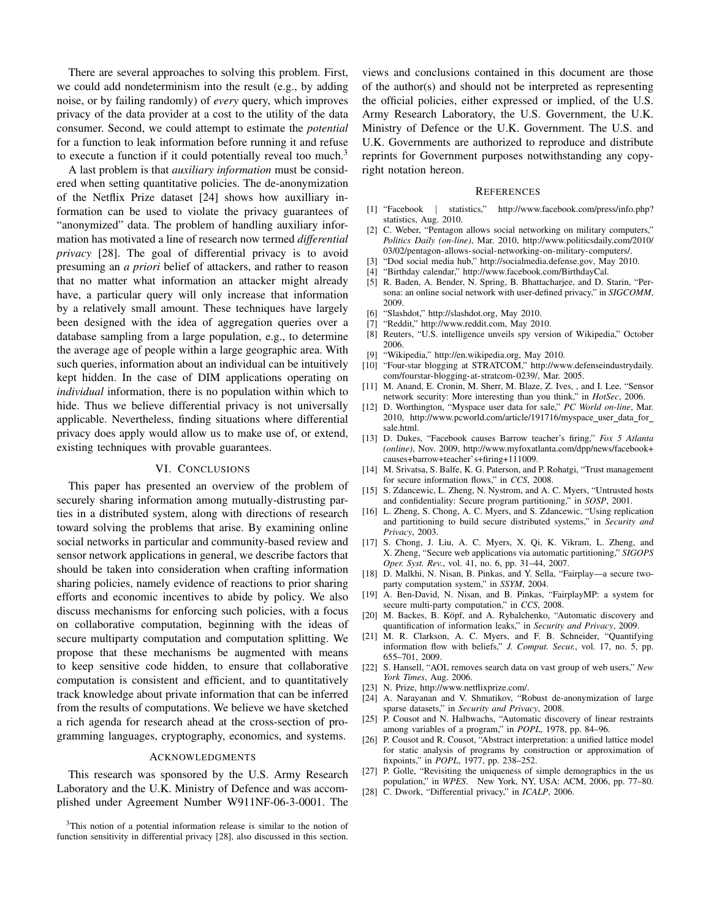There are several approaches to solving this problem. First, we could add nondeterminism into the result (e.g., by adding noise, or by failing randomly) of *every* query, which improves privacy of the data provider at a cost to the utility of the data consumer. Second, we could attempt to estimate the *potential* for a function to leak information before running it and refuse to execute a function if it could potentially reveal too much.[3]

A last problem is that *auxiliary information* must be considered when setting quantitative policies. The de-anonymization of the Netflix Prize dataset [24] shows how auxilliary information can be used to violate the privacy guarantees of "anonymized" data. The problem of handling auxiliary information has motivated a line of research now termed *differential privacy* [28]. The goal of differential privacy is to avoid presuming an *a priori* belief of attackers, and rather to reason that no matter what information an attacker might already have, a particular query will only increase that information by a relatively small amount. These techniques have largely been designed with the idea of aggregation queries over a database sampling from a large population, e.g., to determine the average age of people within a large geographic area. With such queries, information about an individual can be intuitively kept hidden. In the case of DIM applications operating on *individual* information, there is no population within which to hide. Thus we believe differential privacy is not universally applicable. Nevertheless, finding situations where differential privacy does apply would allow us to make use of, or extend, existing techniques with provable guarantees.

[3]This notion of a potential information release is similar to the notion of function sensitivity in differential privacy [28], also discussed in this section.

## VI. Conclusions

This paper has presented an overview of the problem of securely sharing information among mutually-distrusting parties in a distributed system, along with directions of research toward solving the problems that arise. By examining online social networks in particular and community-based review and sensor network applications in general, we describe factors that should be taken into consideration when crafting information sharing policies, namely evidence of reactions to prior sharing efforts and economic incentives to abide by policy. We also discuss mechanisms for enforcing such policies, with a focus on collaborative computation, beginning with the ideas of secure multiparty computation and computation splitting. We propose that these mechanisms be augmented with means to keep sensitive code hidden, to ensure that collaborative computation is consistent and efficient, and to quantitatively track knowledge about private information that can be inferred from the results of computations. We believe we have sketched a rich agenda for research ahead at the cross-section of programming languages, cryptography, economics, and systems.

## Acknowledgments

This research was sponsored by the U.S. Army Research Laboratory and the U.K. Ministry of Defence and was accomplished under Agreement Number W911NF-06-3-0001. The views and conclusions contained in this document are those of the author(s) and should not be interpreted as representing the official policies, either expressed or implied, of the U.S. Army Research Laboratory, the U.S. Government, the U.K. Ministry of Defence or the U.K. Government. The U.S. and U.K. Governments are authorized to reproduce and distribute reprints for Government purposes notwithstanding any copyright notation hereon.

## References

[1] "Facebook | statistics," http://www.facebook.com/press/info.php?statistics, Aug. 2010.

[2] C. Weber, "Pentagon allows social networking on military computers," *Politics Daily (on-line)*, Mar. 2010, http://www.politicsdaily.com/2010/03/02/pentagon-allows-social-networking-on-military-computers/.

[3] "Dod social media hub," http://socialmedia.defense.gov, May 2010.

[4] "Birthday calendar," http://www.facebook.com/BirthdayCal.

[5] R. Baden, A. Bender, N. Spring, B. Bhattacharjee, and D. Starin, "Persona: an online social network with user-defined privacy," in *SIGCOMM*, 2009.

[6] "Slashdot," http://slashdot.org, May 2010.

[7] "Reddit," http://www.reddit.com, May 2010.

[8] Reuters, "U.S. intelligence unveils spy version of Wikipedia," October 2006.

[9] "Wikipedia," http://en.wikipedia.org, May 2010.

[10] "Four-star blogging at STRATCOM," http://www.defenseindustrydaily.com/fourstar-blogging-at-stratcom-0239/, Mar. 2005.

[11] M. Anand, E. Cronin, M. Sherr, M. Blaze, Z. Ives, , and I. Lee, "Sensor network security: More interesting than you think," in *HotSec*, 2006.

[12] D. Worthington, "Myspace user data for sale," *PC World on-line*, Mar. 2010, http://www.pcworld.com/article/191716/myspace_user_data_for_sale.html.

[13] D. Dukes, "Facebook causes Barrow teacher's firing," *Fox 5 Atlanta (online)*, Nov. 2009, http://www.myfoxatlanta.com/dpp/news/facebook+causes+barrow+teacher's+firing+111009.

[14] M. Srivatsa, S. Balfe, K. G. Paterson, and P. Rohatgi, "Trust management for secure information flows," in *CCS*, 2008.

[15] S. Zdancewic, L. Zheng, N. Nystrom, and A. C. Myers, "Untrusted hosts and confidentiality: Secure program partitioning," in *SOSP*, 2001.

[16] L. Zheng, S. Chong, A. C. Myers, and S. Zdancewic, "Using replication and partitioning to build secure distributed systems," in *Security and Privacy*, 2003.

[17] S. Chong, J. Liu, A. C. Myers, X. Qi, K. Vikram, L. Zheng, and X. Zheng, "Secure web applications via automatic partitioning," *SIGOPS Oper. Syst. Rev.*, vol. 41, no. 6, pp. 31–44, 2007.

[18] D. Malkhi, N. Nisan, B. Pinkas, and Y. Sella, "Fairplay—a secure two-party computation system," in *SSYM*, 2004.

[19] A. Ben-David, N. Nisan, and B. Pinkas, "FairplayMP: a system for secure multi-party computation," in *CCS*, 2008.

[20] M. Backes, B. Köpf, and A. Rybalchenko, "Automatic discovery and quantification of information leaks," in *Security and Privacy*, 2009.

[21] M. R. Clarkson, A. C. Myers, and F. B. Schneider, "Quantifying information flow with beliefs," *J. Comput. Secur.*, vol. 17, no. 5, pp. 655–701, 2009.

[22] S. Hansell, "AOL removes search data on vast group of web users," *New York Times*, Aug. 2006.

[23] N. Prize, http://www.netflixprize.com/.

[24] A. Narayanan and V. Shmatikov, "Robust de-anonymization of large sparse datasets," in *Security and Privacy*, 2008.

[25] P. Cousot and N. Halbwachs, "Automatic discovery of linear restraints among variables of a program," in *POPL*, 1978, pp. 84–96.

[26] P. Cousot and R. Cousot, "Abstract interpretation: a unified lattice model for static analysis of programs by construction or approximation of fixpoints," in *POPL*, 1977, pp. 238–252.

[27] P. Golle, "Revisiting the uniqueness of simple demographics in the us population," in *WPES*. New York, NY, USA: ACM, 2006, pp. 77–80.

[28] C. Dwork, "Differential privacy," in *ICALP*, 2006.